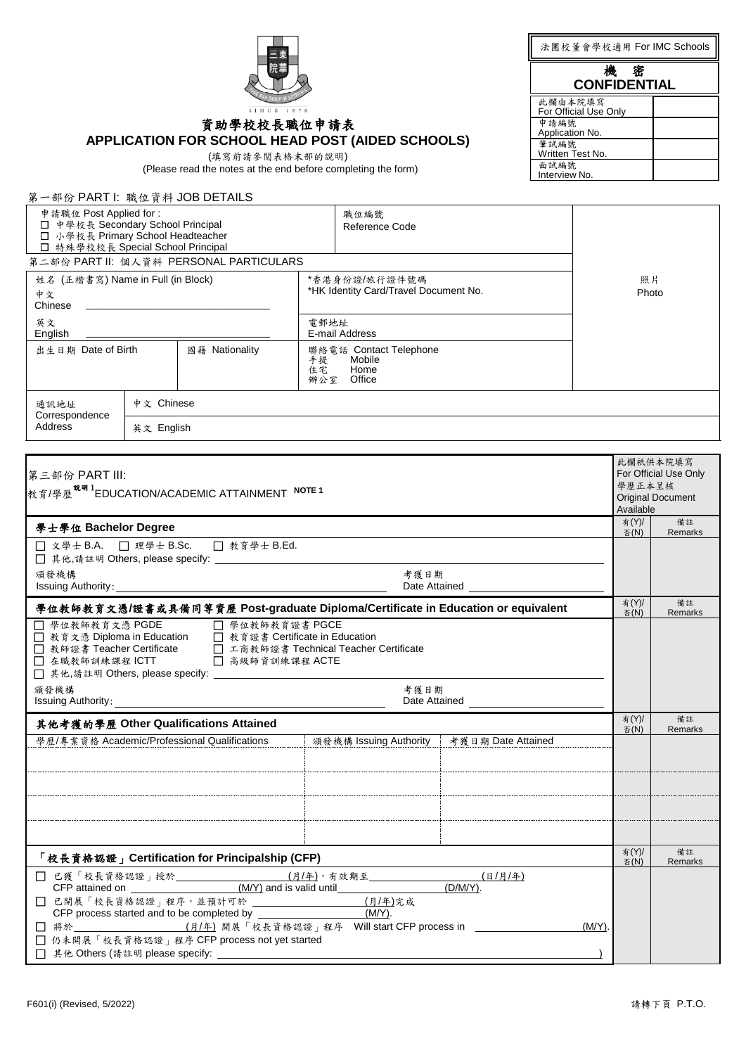法團校董會學校適用 For IMC Schools

**機 密**
**CONFIDENTIAL**

| | |
|---|---|
| 此欄由本院填寫 For Official Use Only | |
| 申請編號 Application No. | |
| 筆試編號 Written Test No. | |
| 面試編號 Interview No. | |

三東院華 SINCE 1870

# 資助學校校長職位申請表
# APPLICATION FOR SCHOOL HEAD POST (AIDED SCHOOLS)

(填寫前請參閱表格末部的說明)
(Please read the notes at the end before completing the form)

## 第一部份 PART I: 職位資料 JOB DETAILS

| | | |
|---|---|---|
| 申請職位 Post Applied for :<br>☐ 中學校長 Secondary School Principal<br>☐ 小學校長 Primary School Headteacher<br>☐ 特殊學校校長 Special School Principal | 職位編號 Reference Code | 照片 Photo |

## 第二部份 PART II: 個人資料 PERSONAL PARTICULARS

| | | | |
|---|---|---|---|
| 姓名 (正楷書寫) Name in Full (in Block)<br>中文 Chinese ______<br>英文 English ______ | | *香港身份證/旅行證件號碼 *HK Identity Card/Travel Document No. | |
| | | 電郵地址 E-mail Address | |
| 出生日期 Date of Birth | 國籍 Nationality | 聯絡電話 Contact Telephone<br>手提 Mobile<br>住宅 Home<br>辦公室 Office | |
| 通訊地址 Correspondence Address | 中文 Chinese | | |
| | 英文 English | | |

## 第三部份 PART III: 教育/學歷[說明 1] EDUCATION/ACADEMIC ATTAINMENT [NOTE 1]

此欄祇供本院填寫 For Official Use Only
學歷正本呈核 Original Document Available

| | 有(Y)/否(N) | 備註 Remarks |
|---|---|---|
| **學士學位 Bachelor Degree** | | |
| ☐ 文學士 B.A. ☐ 理學士 B.Sc. ☐ 教育學士 B.Ed.<br>☐ 其他,請註明 Others, please specify: ______<br>頒發機構 Issuing Authority: ______ 考獲日期 Date Attained ______ | | |
| **學位教師教育文憑/證書或具備同等資歷 Post-graduate Diploma/Certificate in Education or equivalent** | | |
| ☐ 學位教師教育文憑 PGDE ☐ 學位教師教育證書 PGCE<br>☐ 教育文憑 Diploma in Education ☐ 教育證書 Certificate in Education<br>☐ 教師證書 Teacher Certificate ☐ 工商教師證書 Technical Teacher Certificate<br>☐ 在職教師訓練課程 ICTT ☐ 高級師資訓練課程 ACTE<br>☐ 其他,請註明 Others, please specify: ______<br>頒發機構 Issuing Authority: ______ 考獲日期 Date Attained ______ | | |

**其他考獲的學歷 Other Qualifications Attained**

| 學歷/專業資格 Academic/Professional Qualifications | 頒發機構 Issuing Authority | 考獲日期 Date Attained | 有(Y)/否(N) | 備註 Remarks |
|---|---|---|---|---|
| | | | | |
| | | | | |
| | | | | |
| | | | | |

**「校長資格認證」Certification for Principalship (CFP)**

| | 有(Y)/否(N) | 備註 Remarks |
|---|---|---|
| ☐ 已獲「校長資格認證」授於______(月/年),有效期至______(日/月/年) CFP attained on ______(M/Y) and is valid until ______(D/M/Y).<br>☐ 已開展「校長資格認證」程序,並預計可於 ______(月/年)完成 CFP process started and to be completed by ______(M/Y).<br>☐ 將於______(月/年) 開展「校長資格認證」程序 Will start CFP process in ______(M/Y).<br>☐ 仍未開展「校長資格認證」程序 CFP process not yet started<br>☐ 其他 Others (請註明 please specify: ______) | | |

F601(i) (Revised, 5/2022)

請轉下頁 P.T.O.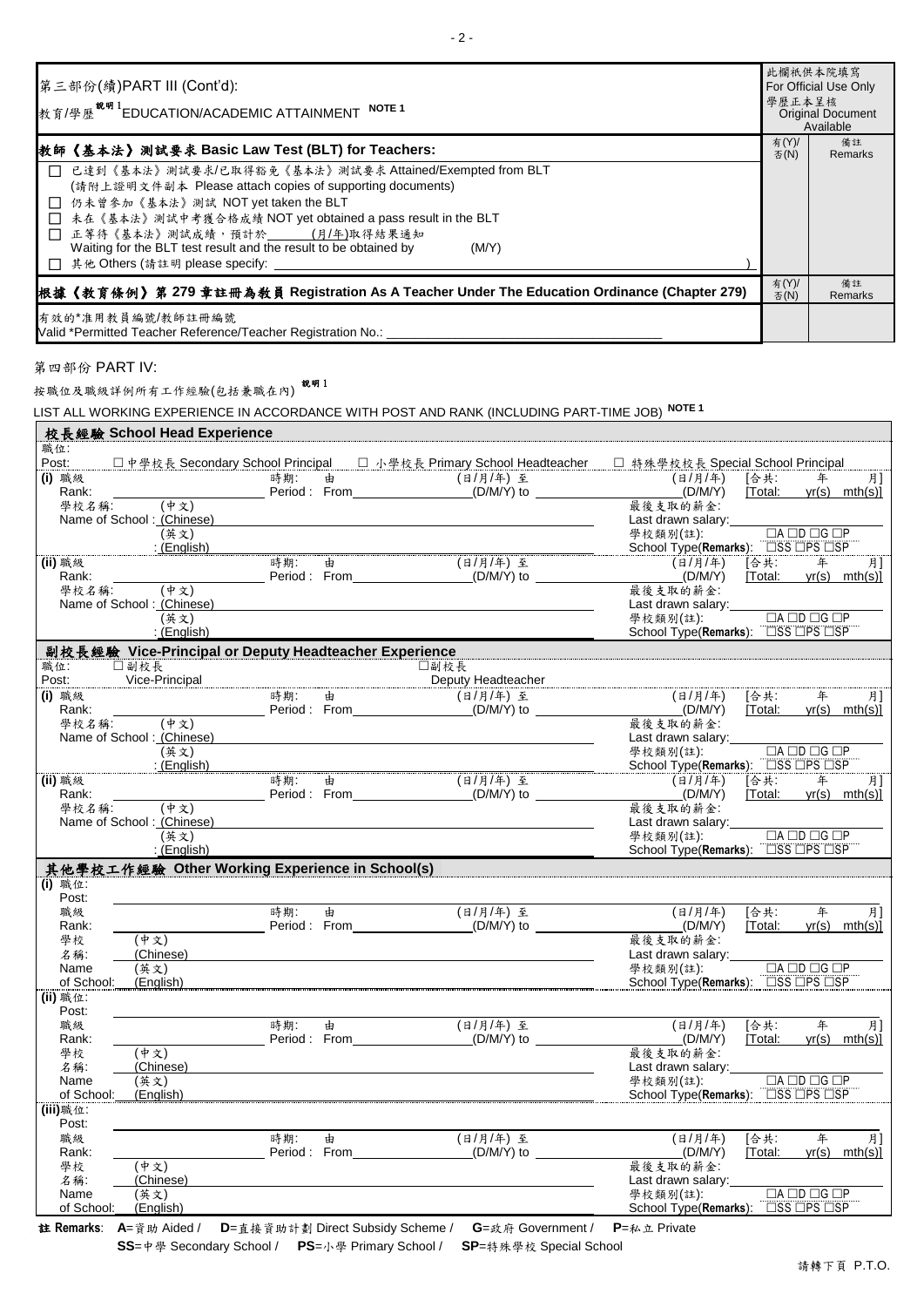第三部份(續)PART III (Cont'd):

教育/學歷[說明 1] EDUCATION/ACADEMIC ATTAINMENT [NOTE 1]

此欄祇供本院填寫 For Official Use Only
學歷正本呈核 Original Document Available

| 教師《基本法》測試要求 Basic Law Test (BLT) for Teachers: | 有(Y)/否(N) | 備註 Remarks |
|---|---|---|
| ☐ 已達到《基本法》測試要求/已取得豁免《基本法》測試要求 Attained/Exempted from BLT<br>(請附上證明文件副本 Please attach copies of supporting documents)<br>☐ 仍未曾參加《基本法》測試 NOT yet taken the BLT<br>☐ 未在《基本法》測試中考獲合格成績 NOT yet obtained a pass result in the BLT<br>☐ 正等待《基本法》測試成績，預計於______(月/年)取得結果通知<br>Waiting for the BLT test result and the result to be obtained by ______ (M/Y)<br>☐ 其他 Others (請註明 please specify: ______) | | |

| 根據《教育條例》第 279 章註冊為教員 Registration As A Teacher Under The Education Ordinance (Chapter 279) | 有(Y)/否(N) | 備註 Remarks |
|---|---|---|
| 有效的*准用教員編號/教師註冊編號<br>Valid *Permitted Teacher Reference/Teacher Registration No.: ______ | | |

第四部份 PART IV:

按職位及職級詳例所有工作經驗(包括兼職在內)[說明 1]

LIST ALL WORKING EXPERIENCE IN ACCORDANCE WITH POST AND RANK (INCLUDING PART-TIME JOB) [NOTE 1]

## 校長經驗 School Head Experience

職位: Post: ☐ 中學校長 Secondary School Principal ☐ 小學校長 Primary School Headteacher ☐ 特殊學校校長 Special School Principal

(i) 職級 Rank: ______ 時期: 由 Period: From ______ (日/月/年) (D/M/Y) 至 to ______ (日/月/年) (D/M/Y) [合共: 年 月] [Total: yr(s) mth(s)]
學校名稱: Name of School: (中文)(Chinese) ______ 最後支取的薪金: Last drawn salary: ______
(英文)(English) ______ 學校類別(註): School Type(Remarks): ☐A ☐D ☐G ☐P ☐SS ☐PS ☐SP

(ii) 職級 Rank: ______ 時期: 由 Period: From ______ (日/月/年) (D/M/Y) 至 to ______ (日/月/年) (D/M/Y) [合共: 年 月] [Total: yr(s) mth(s)]
學校名稱: Name of School: (中文)(Chinese) ______ 最後支取的薪金: Last drawn salary: ______
(英文)(English) ______ 學校類別(註): School Type(Remarks): ☐A ☐D ☐G ☐P ☐SS ☐PS ☐SP

## 副校長經驗 Vice-Principal or Deputy Headteacher Experience

職位: Post: ☐ 副校長 Vice-Principal ☐ 副校長 Deputy Headteacher

(i) 職級 Rank: ______ 時期: 由 Period: From ______ (日/月/年) (D/M/Y) 至 to ______ (日/月/年) (D/M/Y) [合共: 年 月] [Total: yr(s) mth(s)]
學校名稱: Name of School: (中文)(Chinese) ______ 最後支取的薪金: Last drawn salary: ______
(英文)(English) ______ 學校類別(註): School Type(Remarks): ☐A ☐D ☐G ☐P ☐SS ☐PS ☐SP

(ii) 職級 Rank: ______ 時期: 由 Period: From ______ (日/月/年) (D/M/Y) 至 to ______ (日/月/年) (D/M/Y) [合共: 年 月] [Total: yr(s) mth(s)]
學校名稱: Name of School: (中文)(Chinese) ______ 最後支取的薪金: Last drawn salary: ______
(英文)(English) ______ 學校類別(註): School Type(Remarks): ☐A ☐D ☐G ☐P ☐SS ☐PS ☐SP

## 其他學校工作經驗 Other Working Experience in School(s)

(i) 職位: Post: ______
職級 Rank: ______ 時期: 由 Period: From ______ (日/月/年) (D/M/Y) 至 to ______ (日/月/年) (D/M/Y) [合共: 年 月] [Total: yr(s) mth(s)]
學校名稱 Name of School: (中文)(Chinese) ______ 最後支取的薪金: Last drawn salary: ______
(英文)(English) ______ 學校類別(註): School Type(Remarks): ☐A ☐D ☐G ☐P ☐SS ☐PS ☐SP

(ii) 職位: Post: ______
職級 Rank: ______ 時期: 由 Period: From ______ (日/月/年) (D/M/Y) 至 to ______ (日/月/年) (D/M/Y) [合共: 年 月] [Total: yr(s) mth(s)]
學校名稱 Name of School: (中文)(Chinese) ______ 最後支取的薪金: Last drawn salary: ______
(英文)(English) ______ 學校類別(註): School Type(Remarks): ☐A ☐D ☐G ☐P ☐SS ☐PS ☐SP

(iii) 職位: Post: ______
職級 Rank: ______ 時期: 由 Period: From ______ (日/月/年) (D/M/Y) 至 to ______ (日/月/年) (D/M/Y) [合共: 年 月] [Total: yr(s) mth(s)]
學校名稱 Name of School: (中文)(Chinese) ______ 最後支取的薪金: Last drawn salary: ______
(英文)(English) ______ 學校類別(註): School Type(Remarks): ☐A ☐D ☐G ☐P ☐SS ☐PS ☐SP

**註 Remarks**: **A**=資助 Aided / **D**=直接資助計劃 Direct Subsidy Scheme / **G**=政府 Government / **P**=私立 Private
**SS**=中學 Secondary School / **PS**=小學 Primary School / **SP**=特殊學校 Special School

請轉下頁 P.T.O.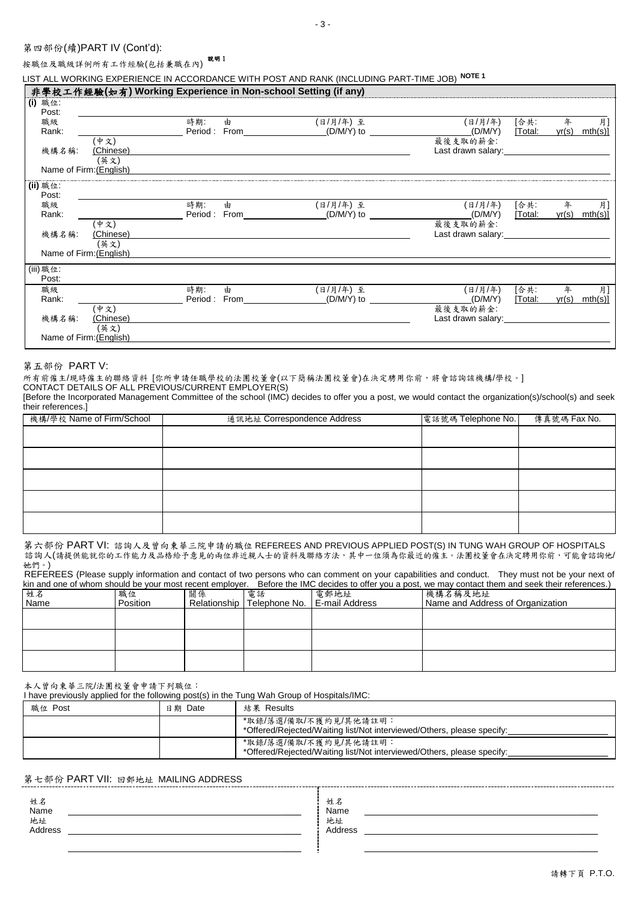第四部份(續)PART IV (Cont'd):

按職位及職級詳例所有工作經驗(包括兼職在內) 說明 1

LIST ALL WORKING EXPERIENCE IN ACCORDANCE WITH POST AND RANK (INCLUDING PART-TIME JOB) NOTE 1

**非學校工作經驗(如有) Working Experience in Non-school Setting (if any)**

(i) 職位:
Post: ________________

職級
Rank: ________ 時期: 由 Period : From ________ (日/月/年) 至 (D/M/Y) to ________ (日/月/年) (D/M/Y) [合共: Total: ___ 年 yr(s) ___ 月] mth(s)]

機構名稱: (中文) (Chinese) ________________ 最後支取的薪金: Last drawn salary: ________

(英文) Name of Firm:(English) ________________

(ii) 職位:
Post: ________________

職級
Rank: ________ 時期: 由 Period : From ________ (日/月/年) 至 (D/M/Y) to ________ (日/月/年) (D/M/Y) [合共: Total: ___ 年 yr(s) ___ 月] mth(s)]

機構名稱: (中文) (Chinese) ________________ 最後支取的薪金: Last drawn salary: ________

(英文) Name of Firm:(English) ________________

(iii) 職位:
Post: ________________

職級
Rank: ________ 時期: 由 Period : From ________ (日/月/年) 至 (D/M/Y) to ________ (日/月/年) (D/M/Y) [合共: Total: ___ 年 yr(s) ___ 月] mth(s)]

機構名稱: (中文) (Chinese) ________________ 最後支取的薪金: Last drawn salary: ________

(英文) Name of Firm:(English) ________________

## 第五部份 PART V:

所有前僱主/現時僱主的聯絡資料 [你所申請任職學校的法團校董會(以下簡稱法團校董會)在決定聘用你前，將會諮詢該機構/學校。]
CONTACT DETAILS OF ALL PREVIOUS/CURRENT EMPLOYER(S)
[Before the Incorporated Management Committee of the school (IMC) decides to offer you a post, we would contact the organization(s)/school(s) and seek their references.]

| 機構/學校 Name of Firm/School | 通訊地址 Correspondence Address | 電話號碼 Telephone No. | 傳真號碼 Fax No. |
|---|---|---|---|
| | | | |
| | | | |
| | | | |
| | | | |
| | | | |

## 第六部份 PART VI: 諮詢人及曾向東華三院申請的職位 REFEREES AND PREVIOUS APPLIED POST(S) IN TUNG WAH GROUP OF HOSPITALS

諮詢人(請提供能就你的工作能力及品格給予意見的兩位非近親人士的資料及聯絡方法，其中一位須為你最近的僱主。法團校董會在決定聘用你前，可能會諮詢他/她們。)
REFEREES (Please supply information and contact of two persons who can comment on your capabilities and conduct. They must not be your next of kin and one of whom should be your most recent employer. Before the IMC decides to offer you a post, we may contact them and seek their references.)

| 姓名 Name | 職位 Position | 關係 Relationship | 電話 Telephone No. | 電郵地址 E-mail Address | 機構名稱及地址 Name and Address of Organization |
|---|---|---|---|---|---|
| | | | | | |
| | | | | | |
| | | | | | |

本人曾向東華三院/法團校董會申請下列職位：
I have previously applied for the following post(s) in the Tung Wah Group of Hospitals/IMC:

| 職位 Post | 日期 Date | 結果 Results |
|---|---|---|
| | | *取錄/落選/備取/不獲約見/其他請註明：<br>*Offered/Rejected/Waiting list/Not interviewed/Others, please specify: ________ |
| | | *取錄/落選/備取/不獲約見/其他請註明：<br>*Offered/Rejected/Waiting list/Not interviewed/Others, please specify: ________ |

## 第七部份 PART VII: 回郵地址 MAILING ADDRESS

姓名
Name ________________

地址
Address ________________

________________

姓名
Name ________________

地址
Address ________________

________________

請轉下頁 P.T.O.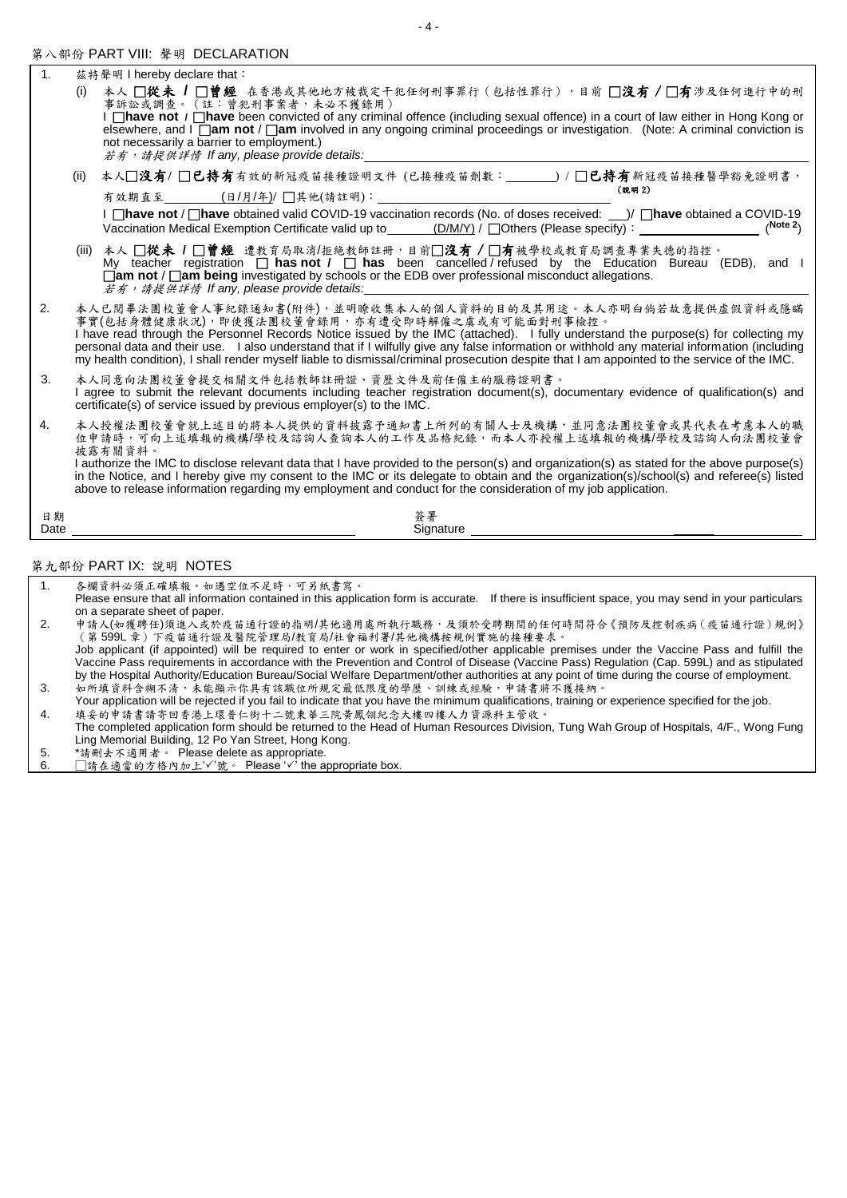## 第八部份 PART VIII: 聲明 DECLARATION

1. 茲特聲明 I hereby declare that：

   (i) 本人 ☐**從未** / ☐**曾經** 在香港或其他地方被裁定干犯任何刑事罪行（包括性罪行），目前 ☐**沒有** / ☐**有**涉及任何進行中的刑事訴訟或調查。（註：曾犯刑事案者，未必不獲錄用）
   I ☐**have not** / ☐**have** been convicted of any criminal offence (including sexual offence) in a court of law either in Hong Kong or elsewhere, and I ☐**am not** / ☐**am** involved in any ongoing criminal proceedings or investigation. (Note: A criminal conviction is not necessarily a barrier to employment.)
   *若有，請提供詳情 If any, please provide details:* ____________________

   (ii) 本人☐**沒有** / ☐**已持有**有效的新冠疫苗接種證明文件 (已接種疫苗劑數：________) / ☐**已持有**新冠疫苗接種醫學豁免證明書，有效期直至________(日/月/年)/ ☐其他(請註明)：____________________ (說明 2)
   I ☐**have not** / ☐**have** obtained valid COVID-19 vaccination records (No. of doses received: ___)/ ☐**have** obtained a COVID-19 Vaccination Medical Exemption Certificate valid up to______(D/M/Y) / ☐Others (Please specify)：________________ (**Note 2**)

   (iii) 本人 ☐**從未** / ☐**曾經** 遭教育局取消/拒絕教師註冊，目前☐**沒有** / ☐**有**被學校或教育局調查專業失德的指控。
   My teacher registration ☐ **has not** / ☐ **has** been cancelled / refused by the Education Bureau (EDB), and I ☐**am not** / ☐**am being** investigated by schools or the EDB over professional misconduct allegations.
   *若有，請提供詳情 If any, please provide details:* ____________________

2. 本人已閱畢法團校董會人事紀錄通知書(附件)，並明瞭收集本人的個人資料的目的及其用途。本人亦明白倘若故意提供虛假資料或隱瞞事實(包括身體健康狀況)，即使獲法團校董會錄用，亦有遭受即時解僱之虞或有可能面對刑事檢控。
   I have read through the Personnel Records Notice issued by the IMC (attached). I fully understand the purpose(s) for collecting my personal data and their use. I also understand that if I wilfully give any false information or withhold any material information (including my health condition), I shall render myself liable to dismissal/criminal prosecution despite that I am appointed to the service of the IMC.

3. 本人同意向法團校董會提交相關文件包括教師註冊證、資歷文件及前任僱主的服務證明書。
   I agree to submit the relevant documents including teacher registration document(s), documentary evidence of qualification(s) and certificate(s) of service issued by previous employer(s) to the IMC.

4. 本人授權法團校董會就上述目的將本人提供的資料披露予通知書上所列的有關人士及機構，並同意法團校董會或其代表在考慮本人的職位申請時，可向上述填報的機構/學校及諮詢人查詢本人的工作及品格紀錄，而本人亦授權上述填報的機構/學校及諮詢人向法團校董會披露有關資料。
   I authorize the IMC to disclose relevant data that I have provided to the person(s) and organization(s) as stated for the above purpose(s) in the Notice, and I hereby give my consent to the IMC or its delegate to obtain and the organization(s)/school(s) and referee(s) listed above to release information regarding my employment and conduct for the consideration of my job application.

日期 Date ____________________ 簽署 Signature ____________________

## 第九部份 PART IX: 說明 NOTES

1. 各欄資料必須正確填報。如遇空位不足時，可另紙書寫。
   Please ensure that all information contained in this application form is accurate. If there is insufficient space, you may send in your particulars on a separate sheet of paper.
2. 申請人(如獲聘任)須進入或於疫苗通行證的指明/其他適用處所執行職務，及須於受聘期間的任何時間符合《預防及控制疾病（疫苗通行證）規例》（第 599L 章）下疫苗通行證及醫院管理局/教育局/社會福利署/其他機構按規例實施的接種要求。
   Job applicant (if appointed) will be required to enter or work in specified/other applicable premises under the Vaccine Pass and fulfill the Vaccine Pass requirements in accordance with the Prevention and Control of Disease (Vaccine Pass) Regulation (Cap. 599L) and as stipulated by the Hospital Authority/Education Bureau/Social Welfare Department/other authorities at any point of time during the course of employment.
3. 如所填資料含糊不清，未能顯示你具有該職位所規定最低限度的學歷、訓練或經驗，申請書將不獲接納。
   Your application will be rejected if you fail to indicate that you have the minimum qualifications, training or experience specified for the job.
4. 填妥的申請書請寄回香港上環普仁街十二號東華三院黃鳳翎紀念大樓四樓人力資源科主管收。
   The completed application form should be returned to the Head of Human Resources Division, Tung Wah Group of Hospitals, 4/F., Wong Fung Ling Memorial Building, 12 Po Yan Street, Hong Kong.
5. *請刪去不適用者。 Please delete as appropriate.
6. ☐請在適當的方格內加上'✓'號。 Please '✓' the appropriate box.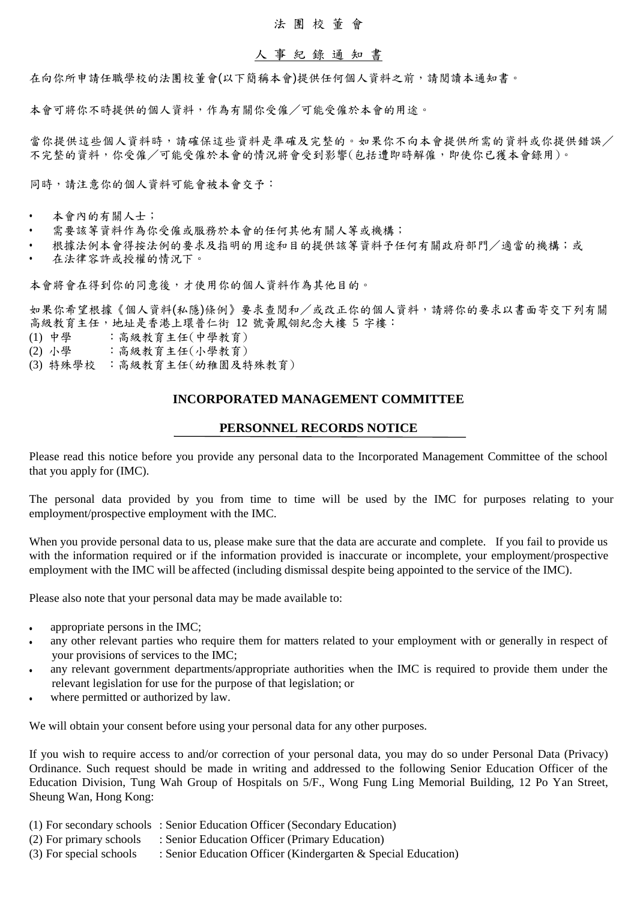# 法團校董會

## 人事紀錄通知書

在向你所申請任職學校的法團校董會(以下簡稱本會)提供任何個人資料之前，請閱讀本通知書。

本會可將你不時提供的個人資料，作為有關你受僱／可能受僱於本會的用途。

當你提供這些個人資料時，請確保這些資料是準確及完整的。如果你不向本會提供所需的資料或你提供錯誤／不完整的資料，你受僱／可能受僱於本會的情況將會受到影響(包括遭即時解僱，即使你已獲本會錄用)。

同時，請注意你的個人資料可能會被本會交予：

- 本會內的有關人士；
- 需要該等資料作為你受僱或服務於本會的任何其他有關人等或機構；
- 根據法例本會得按法例的要求及指明的用途和目的提供該等資料予任何有關政府部門／適當的機構；或
- 在法律容許或授權的情況下。

本會將會在得到你的同意後，才使用你的個人資料作為其他目的。

如果你希望根據《個人資料(私隱)條例》要求查閱和／或改正你的個人資料，請將你的要求以書面寄交下列有關高級教育主任，地址是香港上環普仁街 12 號黃鳳翎紀念大樓 5 字樓：

(1) 中學　　：高級教育主任(中學教育)
(2) 小學　　：高級教育主任(小學教育)
(3) 特殊學校：高級教育主任(幼稚園及特殊教育)

# INCORPORATED MANAGEMENT COMMITTEE

## PERSONNEL RECORDS NOTICE

Please read this notice before you provide any personal data to the Incorporated Management Committee of the school that you apply for (IMC).

The personal data provided by you from time to time will be used by the IMC for purposes relating to your employment/prospective employment with the IMC.

When you provide personal data to us, please make sure that the data are accurate and complete. If you fail to provide us with the information required or if the information provided is inaccurate or incomplete, your employment/prospective employment with the IMC will be affected (including dismissal despite being appointed to the service of the IMC).

Please also note that your personal data may be made available to:

- appropriate persons in the IMC;
- any other relevant parties who require them for matters related to your employment with or generally in respect of your provisions of services to the IMC;
- any relevant government departments/appropriate authorities when the IMC is required to provide them under the relevant legislation for use for the purpose of that legislation; or
- where permitted or authorized by law.

We will obtain your consent before using your personal data for any other purposes.

If you wish to require access to and/or correction of your personal data, you may do so under Personal Data (Privacy) Ordinance. Such request should be made in writing and addressed to the following Senior Education Officer of the Education Division, Tung Wah Group of Hospitals on 5/F., Wong Fung Ling Memorial Building, 12 Po Yan Street, Sheung Wan, Hong Kong:

(1) For secondary schools : Senior Education Officer (Secondary Education)
(2) For primary schools : Senior Education Officer (Primary Education)
(3) For special schools : Senior Education Officer (Kindergarten & Special Education)